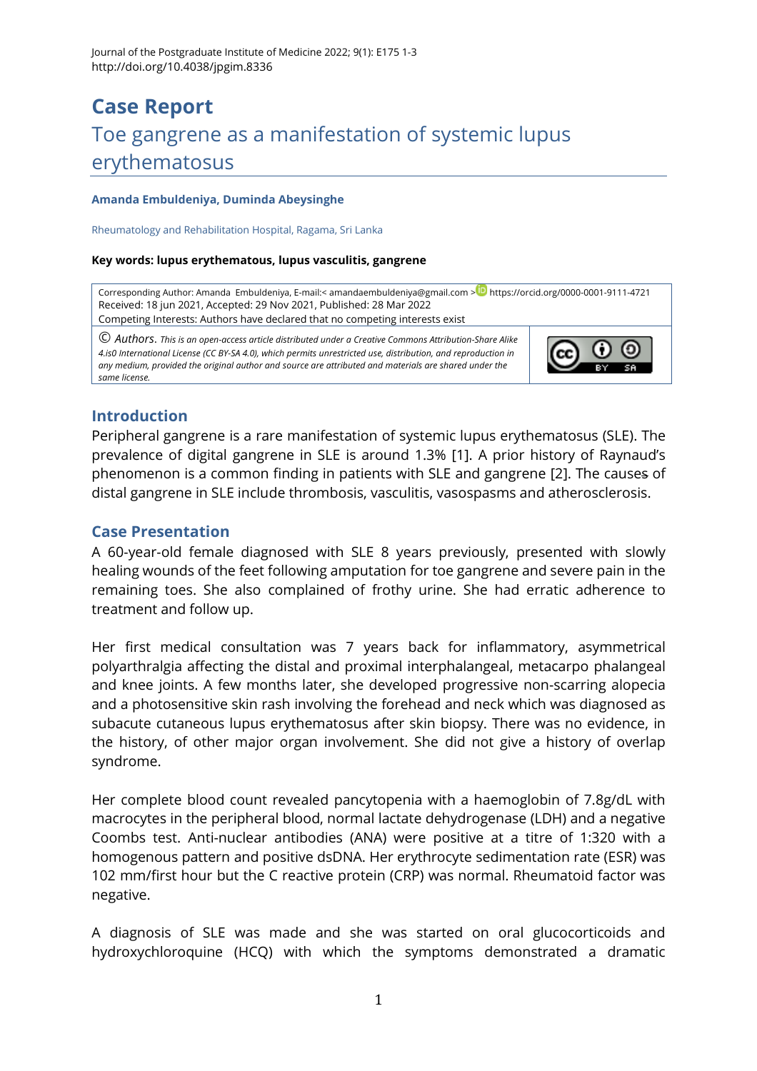# Case Report

## Toe gangrene as a manifestation of systemic lupus erythematosus

**Amanda Embuldeniya, Duminda Abeysinghe**

Rheumatology and Rehabilitation Hospital, Ragama, Sri Lanka

**Key words: lupus erythematous, lupus vasculitis, gangrene**

Corresponding Author: Amanda Embuldeniya, E-mail:< amandaembuldeniya@gmail.com > https://orcid.org/0000-0001-9111-4721
Received: 18 jun 2021, Accepted: 29 Nov 2021, Published: 28 Mar 2022
Competing Interests: Authors have declared that no competing interests exist

© *Authors. This is an open-access article distributed under a Creative Commons Attribution-Share Alike 4.is0 International License (CC BY-SA 4.0), which permits unrestricted use, distribution, and reproduction in any medium, provided the original author and source are attributed and materials are shared under the same license.*

## Introduction

Peripheral gangrene is a rare manifestation of systemic lupus erythematosus (SLE). The prevalence of digital gangrene in SLE is around 1.3% [1]. A prior history of Raynaud's phenomenon is a common finding in patients with SLE and gangrene [2]. The causes of distal gangrene in SLE include thrombosis, vasculitis, vasospasms and atherosclerosis.

## Case Presentation

A 60-year-old female diagnosed with SLE 8 years previously, presented with slowly healing wounds of the feet following amputation for toe gangrene and severe pain in the remaining toes. She also complained of frothy urine. She had erratic adherence to treatment and follow up.

Her first medical consultation was 7 years back for inflammatory, asymmetrical polyarthralgia affecting the distal and proximal interphalangeal, metacarpo phalangeal and knee joints. A few months later, she developed progressive non-scarring alopecia and a photosensitive skin rash involving the forehead and neck which was diagnosed as subacute cutaneous lupus erythematosus after skin biopsy. There was no evidence, in the history, of other major organ involvement. She did not give a history of overlap syndrome.

Her complete blood count revealed pancytopenia with a haemoglobin of 7.8g/dL with macrocytes in the peripheral blood, normal lactate dehydrogenase (LDH) and a negative Coombs test. Anti-nuclear antibodies (ANA) were positive at a titre of 1:320 with a homogenous pattern and positive dsDNA. Her erythrocyte sedimentation rate (ESR) was 102 mm/first hour but the C reactive protein (CRP) was normal. Rheumatoid factor was negative.

A diagnosis of SLE was made and she was started on oral glucocorticoids and hydroxychloroquine (HCQ) with which the symptoms demonstrated a dramatic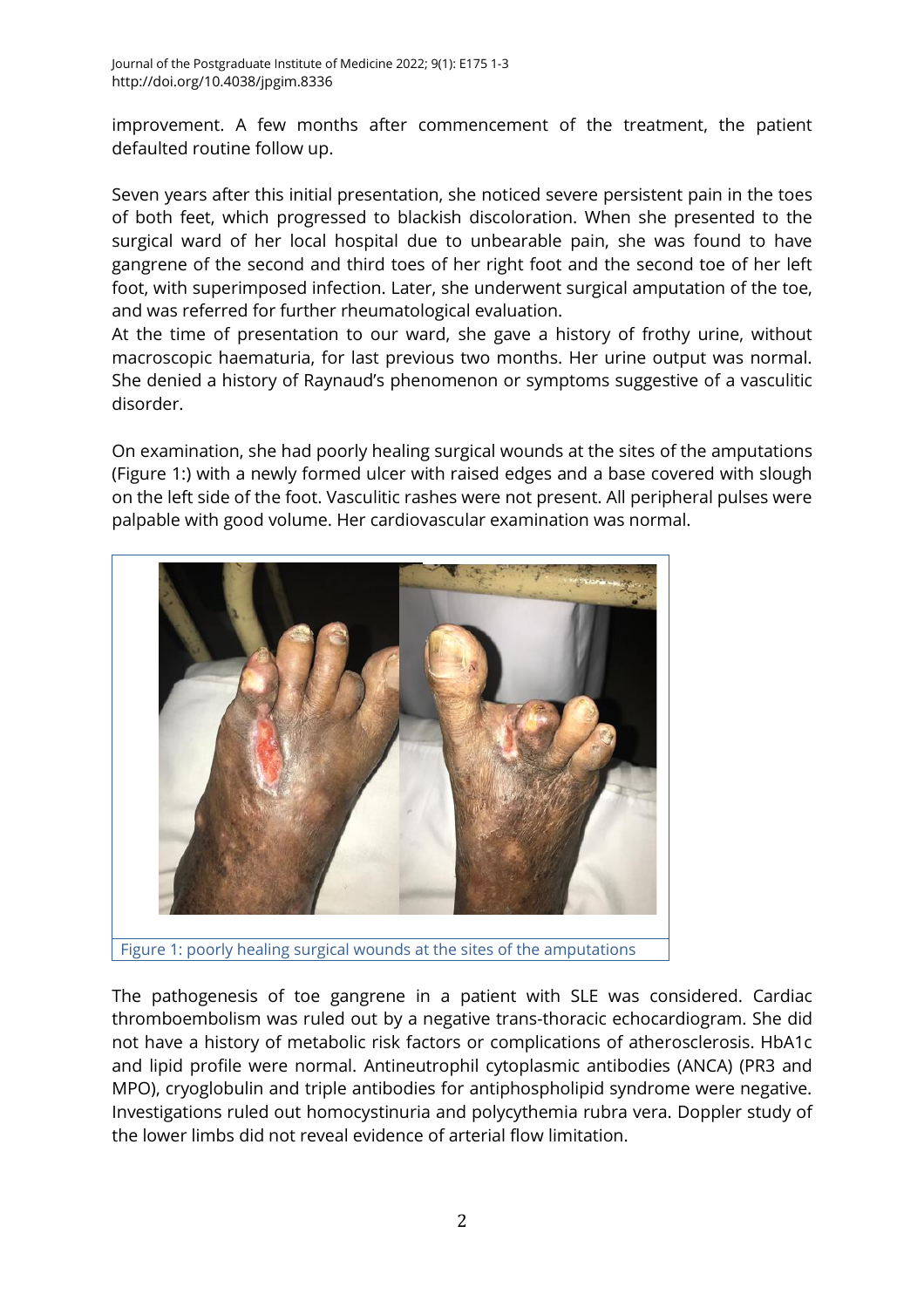improvement. A few months after commencement of the treatment, the patient defaulted routine follow up.

Seven years after this initial presentation, she noticed severe persistent pain in the toes of both feet, which progressed to blackish discoloration. When she presented to the surgical ward of her local hospital due to unbearable pain, she was found to have gangrene of the second and third toes of her right foot and the second toe of her left foot, with superimposed infection. Later, she underwent surgical amputation of the toe, and was referred for further rheumatological evaluation.

At the time of presentation to our ward, she gave a history of frothy urine, without macroscopic haematuria, for last previous two months. Her urine output was normal. She denied a history of Raynaud's phenomenon or symptoms suggestive of a vasculitic disorder.

On examination, she had poorly healing surgical wounds at the sites of the amputations (Figure 1:) with a newly formed ulcer with raised edges and a base covered with slough on the left side of the foot. Vasculitic rashes were not present. All peripheral pulses were palpable with good volume. Her cardiovascular examination was normal.

Figure 1: poorly healing surgical wounds at the sites of the amputations

The pathogenesis of toe gangrene in a patient with SLE was considered. Cardiac thromboembolism was ruled out by a negative trans-thoracic echocardiogram. She did not have a history of metabolic risk factors or complications of atherosclerosis. HbA1c and lipid profile were normal. Antineutrophil cytoplasmic antibodies (ANCA) (PR3 and MPO), cryoglobulin and triple antibodies for antiphospholipid syndrome were negative. Investigations ruled out homocystinuria and polycythemia rubra vera. Doppler study of the lower limbs did not reveal evidence of arterial flow limitation.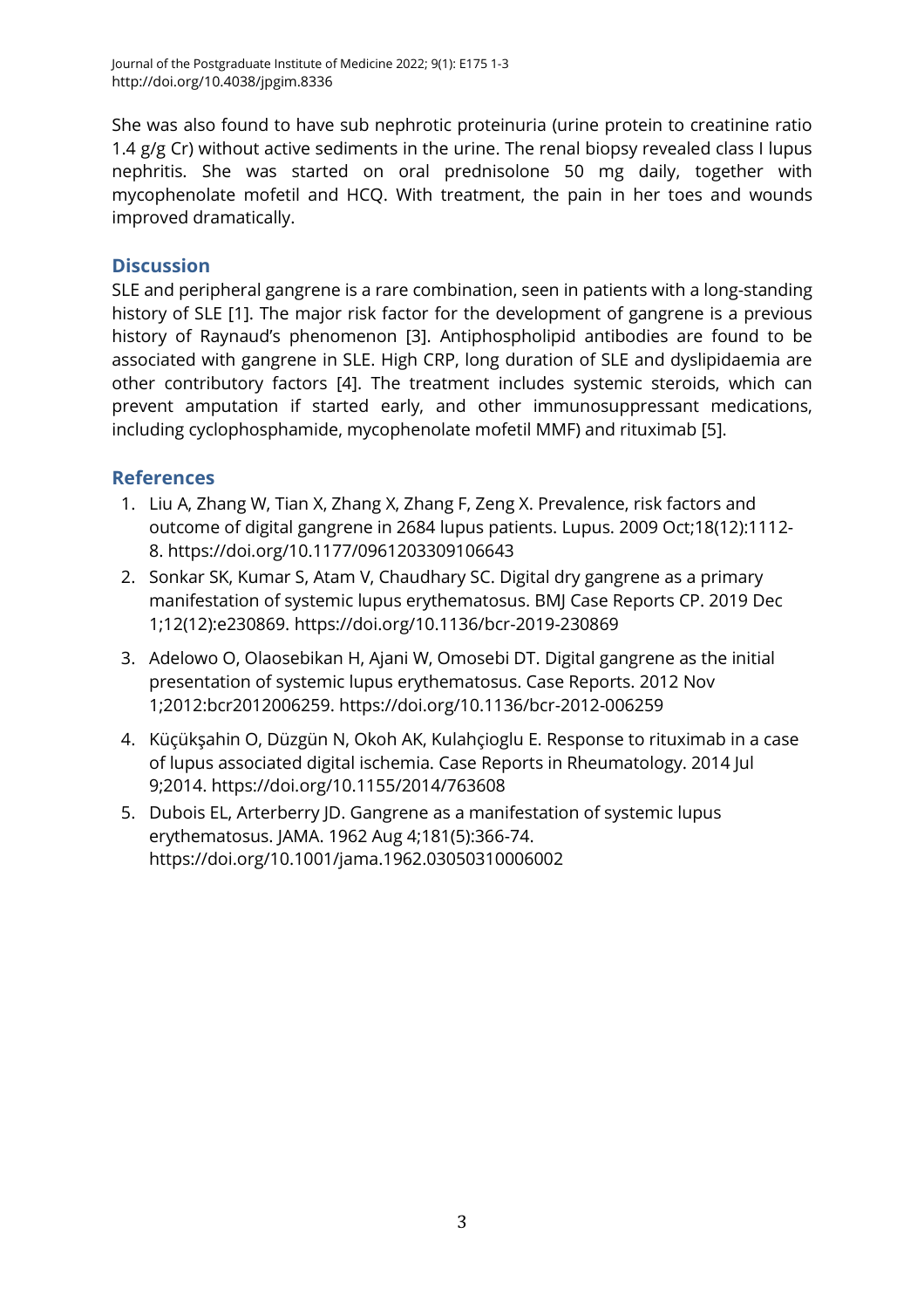She was also found to have sub nephrotic proteinuria (urine protein to creatinine ratio 1.4 g/g Cr) without active sediments in the urine. The renal biopsy revealed class I lupus nephritis. She was started on oral prednisolone 50 mg daily, together with mycophenolate mofetil and HCQ. With treatment, the pain in her toes and wounds improved dramatically.

## Discussion

SLE and peripheral gangrene is a rare combination, seen in patients with a long-standing history of SLE [1]. The major risk factor for the development of gangrene is a previous history of Raynaud's phenomenon [3]. Antiphospholipid antibodies are found to be associated with gangrene in SLE. High CRP, long duration of SLE and dyslipidaemia are other contributory factors [4]. The treatment includes systemic steroids, which can prevent amputation if started early, and other immunosuppressant medications, including cyclophosphamide, mycophenolate mofetil MMF) and rituximab [5].

## References

1. Liu A, Zhang W, Tian X, Zhang X, Zhang F, Zeng X. Prevalence, risk factors and outcome of digital gangrene in 2684 lupus patients. Lupus. 2009 Oct;18(12):1112-8. https://doi.org/10.1177/0961203309106643
2. Sonkar SK, Kumar S, Atam V, Chaudhary SC. Digital dry gangrene as a primary manifestation of systemic lupus erythematosus. BMJ Case Reports CP. 2019 Dec 1;12(12):e230869. https://doi.org/10.1136/bcr-2019-230869
3. Adelowo O, Olaosebikan H, Ajani W, Omosebi DT. Digital gangrene as the initial presentation of systemic lupus erythematosus. Case Reports. 2012 Nov 1;2012:bcr2012006259. https://doi.org/10.1136/bcr-2012-006259
4. Küçükşahin O, Düzgün N, Okoh AK, Kulahçioglu E. Response to rituximab in a case of lupus associated digital ischemia. Case Reports in Rheumatology. 2014 Jul 9;2014. https://doi.org/10.1155/2014/763608
5. Dubois EL, Arterberry JD. Gangrene as a manifestation of systemic lupus erythematosus. JAMA. 1962 Aug 4;181(5):366-74. https://doi.org/10.1001/jama.1962.03050310006002